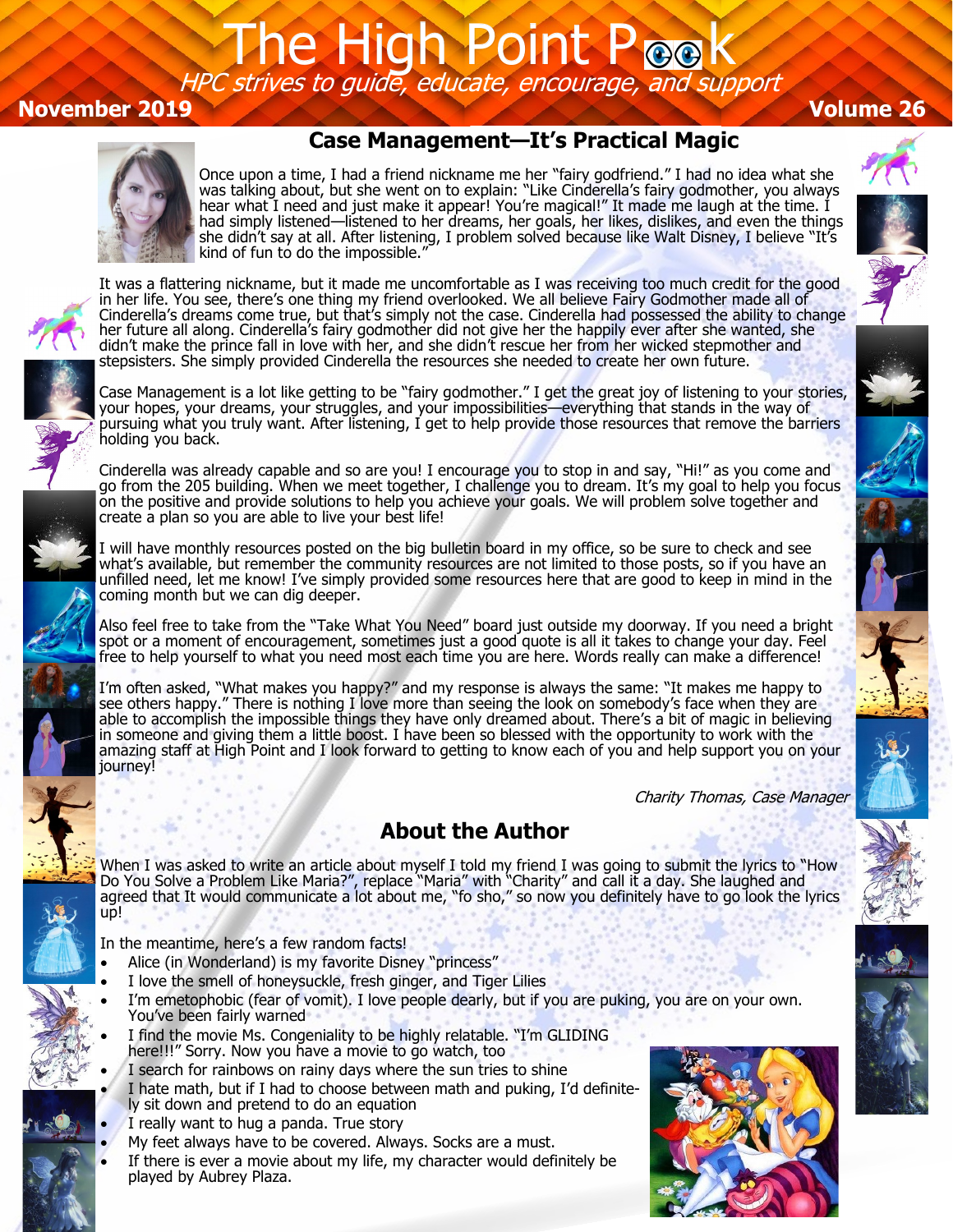# The High Point Peek

*HPC strives to guide, educate, encourage, and support*

**November 2019** **Volume 26**

## Case Management—It's Practical Magic

Once upon a time, I had a friend nickname me her "fairy godfriend." I had no idea what she was talking about, but she went on to explain: "Like Cinderella's fairy godmother, you always hear what I need and just make it appear! You're magical!" It made me laugh at the time. I had simply listened—listened to her dreams, her goals, her likes, dislikes, and even the things she didn't say at all. After listening, I problem solved because like Walt Disney, I believe "It's kind of fun to do the impossible."

It was a flattering nickname, but it made me uncomfortable as I was receiving too much credit for the good in her life. You see, there's one thing my friend overlooked. We all believe Fairy Godmother made all of Cinderella's dreams come true, but that's simply not the case. Cinderella had possessed the ability to change her future all along. Cinderella's fairy godmother did not give her the happily ever after she wanted, she didn't make the prince fall in love with her, and she didn't rescue her from her wicked stepmother and stepsisters. She simply provided Cinderella the resources she needed to create her own future.

Case Management is a lot like getting to be "fairy godmother." I get the great joy of listening to your stories, your hopes, your dreams, your struggles, and your impossibilities—everything that stands in the way of pursuing what you truly want. After listening, I get to help provide those resources that remove the barriers holding you back.

Cinderella was already capable and so are you! I encourage you to stop in and say, "Hi!" as you come and go from the 205 building. When we meet together, I challenge you to dream. It's my goal to help you focus on the positive and provide solutions to help you achieve your goals. We will problem solve together and create a plan so you are able to live your best life!

I will have monthly resources posted on the big bulletin board in my office, so be sure to check and see what's available, but remember the community resources are not limited to those posts, so if you have an unfilled need, let me know! I've simply provided some resources here that are good to keep in mind in the coming month but we can dig deeper.

Also feel free to take from the "Take What You Need" board just outside my doorway. If you need a bright spot or a moment of encouragement, sometimes just a good quote is all it takes to change your day. Feel free to help yourself to what you need most each time you are here. Words really can make a difference!

I'm often asked, "What makes you happy?" and my response is always the same: "It makes me happy to see others happy." There is nothing I love more than seeing the look on somebody's face when they are able to accomplish the impossible things they have only dreamed about. There's a bit of magic in believing in someone and giving them a little boost. I have been so blessed with the opportunity to work with the amazing staff at High Point and I look forward to getting to know each of you and help support you on your journey!

*Charity Thomas, Case Manager*

## About the Author

When I was asked to write an article about myself I told my friend I was going to submit the lyrics to "How Do You Solve a Problem Like Maria?", replace "Maria" with "Charity" and call it a day. She laughed and agreed that It would communicate a lot about me, "fo sho," so now you definitely have to go look the lyrics up!

In the meantime, here's a few random facts!

- Alice (in Wonderland) is my favorite Disney "princess"
- I love the smell of honeysuckle, fresh ginger, and Tiger Lilies
- I'm emetophobic (fear of vomit). I love people dearly, but if you are puking, you are on your own. You've been fairly warned
- I find the movie Ms. Congeniality to be highly relatable. "I'm GLIDING here!!!" Sorry. Now you have a movie to go watch, too
- I search for rainbows on rainy days where the sun tries to shine
- I hate math, but if I had to choose between math and puking, I'd definitely sit down and pretend to do an equation
- I really want to hug a panda. True story
- My feet always have to be covered. Always. Socks are a must.
- If there is ever a movie about my life, my character would definitely be played by Aubrey Plaza.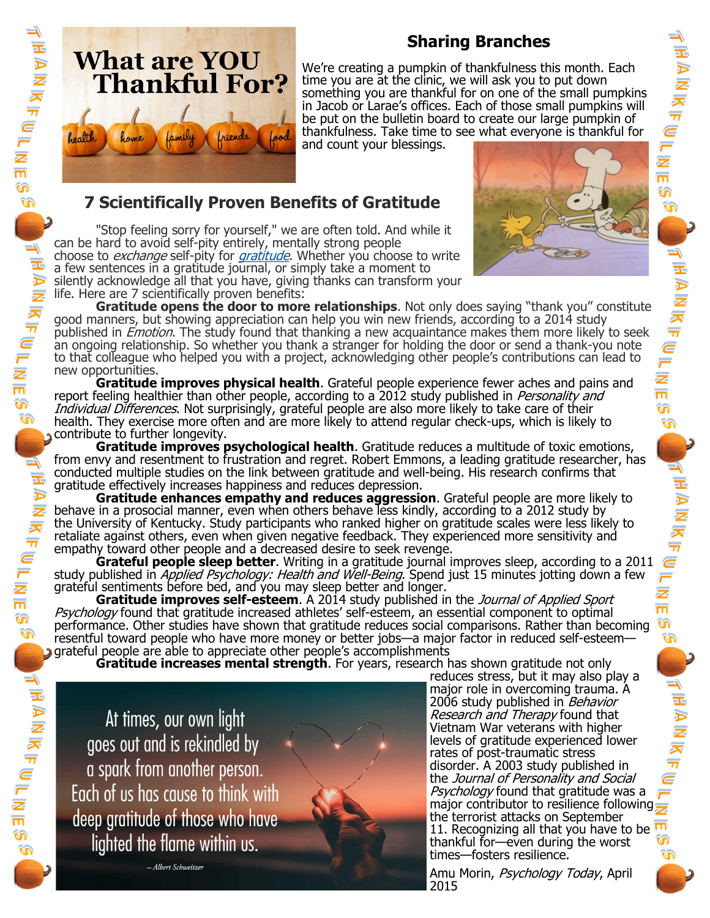## Sharing Branches

We're creating a pumpkin of thankfulness this month. Each time you are at the clinic, we will ask you to put down something you are thankful for on one of the small pumpkins in Jacob or Larae's offices. Each of those small pumpkins will be put on the bulletin board to create our large pumpkin of thankfulness. Take time to see what everyone is thankful for and count your blessings.

## 7 Scientifically Proven Benefits of Gratitude

"Stop feeling sorry for yourself," we are often told. And while it can be hard to avoid self-pity entirely, mentally strong people choose to *exchange* self-pity for *gratitude*. Whether you choose to write a few sentences in a gratitude journal, or simply take a moment to silently acknowledge all that you have, giving thanks can transform your life. Here are 7 scientifically proven benefits:

**Gratitude opens the door to more relationships**. Not only does saying "thank you" constitute good manners, but showing appreciation can help you win new friends, according to a 2014 study published in *Emotion*. The study found that thanking a new acquaintance makes them more likely to seek an ongoing relationship. So whether you thank a stranger for holding the door or send a thank-you note to that colleague who helped you with a project, acknowledging other people's contributions can lead to new opportunities.

**Gratitude improves physical health**. Grateful people experience fewer aches and pains and report feeling healthier than other people, according to a 2012 study published in *Personality and Individual Differences*. Not surprisingly, grateful people are also more likely to take care of their health. They exercise more often and are more likely to attend regular check-ups, which is likely to contribute to further longevity.

**Gratitude improves psychological health**. Gratitude reduces a multitude of toxic emotions, from envy and resentment to frustration and regret. Robert Emmons, a leading gratitude researcher, has conducted multiple studies on the link between gratitude and well-being. His research confirms that gratitude effectively increases happiness and reduces depression.

**Gratitude enhances empathy and reduces aggression**. Grateful people are more likely to behave in a prosocial manner, even when others behave less kindly, according to a 2012 study by the University of Kentucky. Study participants who ranked higher on gratitude scales were less likely to retaliate against others, even when given negative feedback. They experienced more sensitivity and empathy toward other people and a decreased desire to seek revenge.

**Grateful people sleep better**. Writing in a gratitude journal improves sleep, according to a 2011 study published in *Applied Psychology: Health and Well-Being*. Spend just 15 minutes jotting down a few grateful sentiments before bed, and you may sleep better and longer.

**Gratitude improves self-esteem**. A 2014 study published in the *Journal of Applied Sport Psychology* found that gratitude increased athletes' self-esteem, an essential component to optimal performance. Other studies have shown that gratitude reduces social comparisons. Rather than becoming resentful toward people who have more money or better jobs—a major factor in reduced self-esteem—grateful people are able to appreciate other people's accomplishments

**Gratitude increases mental strength**. For years, research has shown gratitude not only reduces stress, but it may also play a major role in overcoming trauma. A 2006 study published in *Behavior Research and Therapy* found that Vietnam War veterans with higher levels of gratitude experienced lower rates of post-traumatic stress disorder. A 2003 study published in the *Journal of Personality and Social Psychology* found that gratitude was a major contributor to resilience following the terrorist attacks on September 11. Recognizing all that you have to be thankful for—even during the worst times—fosters resilience.

Amu Morin, *Psychology Today*, April 2015